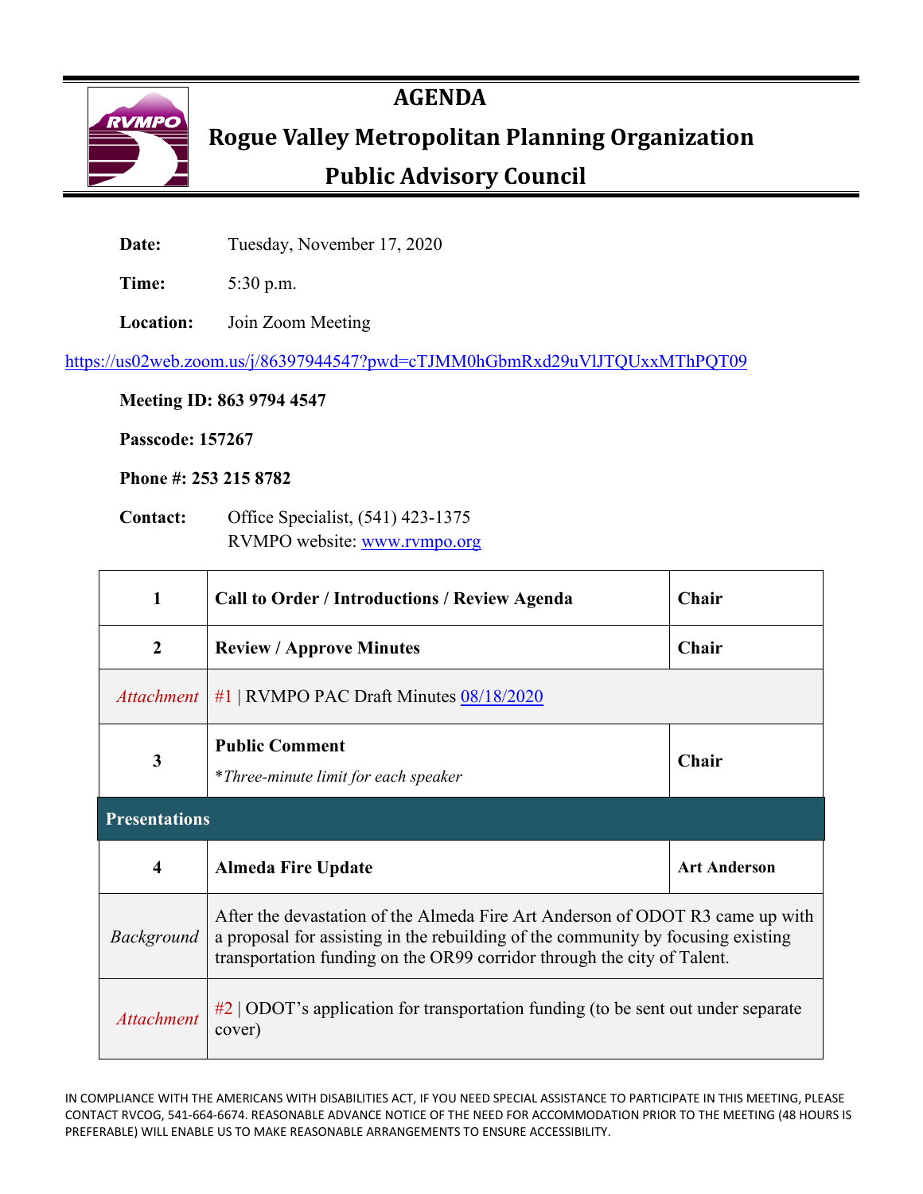# AGENDA

## Rogue Valley Metropolitan Planning Organization

## Public Advisory Council

**Date:** Tuesday, November 17, 2020

**Time:** 5:30 p.m.

**Location:** Join Zoom Meeting

https://us02web.zoom.us/j/86397944547?pwd=cTJMM0hGbmRxd29uVlJTQUxxMThPQT09

**Meeting ID: 863 9794 4547**

**Passcode: 157267**

**Phone #: 253 215 8782**

**Contact:** Office Specialist, (541) 423-1375
RVMPO website: www.rvmpo.org

| | | |
|---|---|---|
| **1** | **Call to Order / Introductions / Review Agenda** | **Chair** |
| **2** | **Review / Approve Minutes** | **Chair** |
| *Attachment* | #1 \| RVMPO PAC Draft Minutes 08/18/2020 | |
| **3** | **Public Comment**<br>*Three-minute limit for each speaker* | **Chair** |
| **Presentations** | | |
| **4** | **Almeda Fire Update** | **Art Anderson** |
| *Background* | After the devastation of the Almeda Fire Art Anderson of ODOT R3 came up with a proposal for assisting in the rebuilding of the community by focusing existing transportation funding on the OR99 corridor through the city of Talent. | |
| *Attachment* | #2 \| ODOT's application for transportation funding (to be sent out under separate cover) | |

IN COMPLIANCE WITH THE AMERICANS WITH DISABILITIES ACT, IF YOU NEED SPECIAL ASSISTANCE TO PARTICIPATE IN THIS MEETING, PLEASE CONTACT RVCOG, 541-664-6674. REASONABLE ADVANCE NOTICE OF THE NEED FOR ACCOMMODATION PRIOR TO THE MEETING (48 HOURS IS PREFERABLE) WILL ENABLE US TO MAKE REASONABLE ARRANGEMENTS TO ENSURE ACCESSIBILITY.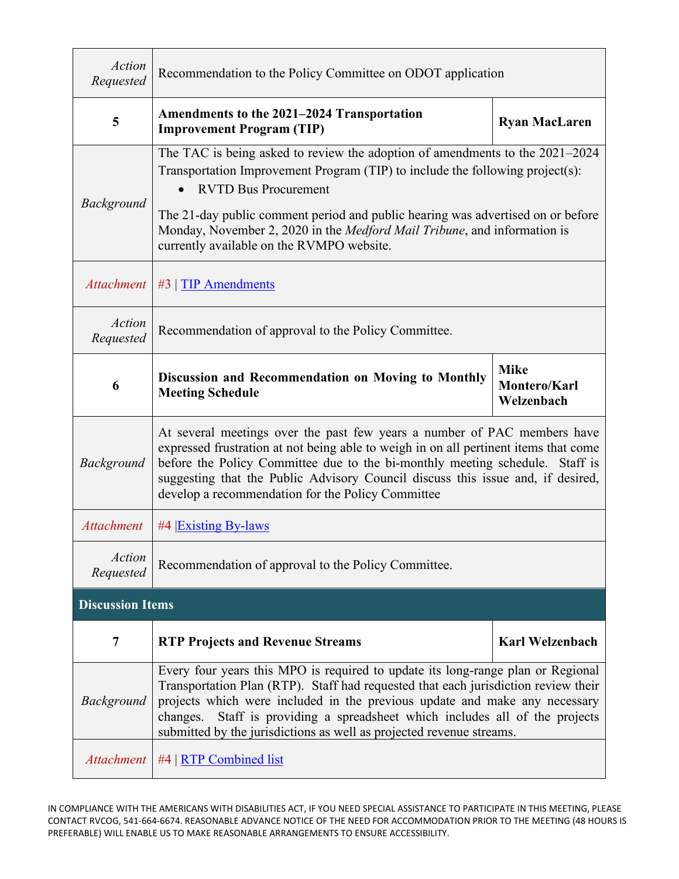| | | |
|---|---|---|
| *Action Requested* | Recommendation to the Policy Committee on ODOT application | |
| **5** | **Amendments to the 2021–2024 Transportation Improvement Program (TIP)** | **Ryan MacLaren** |
| *Background* | The TAC is being asked to review the adoption of amendments to the 2021–2024 Transportation Improvement Program (TIP) to include the following project(s):<br>• RVTD Bus Procurement<br>The 21-day public comment period and public hearing was advertised on or before Monday, November 2, 2020 in the *Medford Mail Tribune*, and information is currently available on the RVMPO website. | |
| *Attachment* | #3 \| TIP Amendments | |
| *Action Requested* | Recommendation of approval to the Policy Committee. | |
| **6** | **Discussion and Recommendation on Moving to Monthly Meeting Schedule** | **Mike Montero/Karl Welzenbach** |
| *Background* | At several meetings over the past few years a number of PAC members have expressed frustration at not being able to weigh in on all pertinent items that come before the Policy Committee due to the bi-monthly meeting schedule. Staff is suggesting that the Public Advisory Council discuss this issue and, if desired, develop a recommendation for the Policy Committee | |
| *Attachment* | #4 \|Existing By-laws | |
| *Action Requested* | Recommendation of approval to the Policy Committee. | |
| **Discussion Items** | | |
| **7** | **RTP Projects and Revenue Streams** | **Karl Welzenbach** |
| *Background* | Every four years this MPO is required to update its long-range plan or Regional Transportation Plan (RTP). Staff had requested that each jurisdiction review their projects which were included in the previous update and make any necessary changes. Staff is providing a spreadsheet which includes all of the projects submitted by the jurisdictions as well as projected revenue streams. | |
| *Attachment* | #4 \| RTP Combined list | |

IN COMPLIANCE WITH THE AMERICANS WITH DISABILITIES ACT, IF YOU NEED SPECIAL ASSISTANCE TO PARTICIPATE IN THIS MEETING, PLEASE CONTACT RVCOG, 541-664-6674. REASONABLE ADVANCE NOTICE OF THE NEED FOR ACCOMMODATION PRIOR TO THE MEETING (48 HOURS IS PREFERABLE) WILL ENABLE US TO MAKE REASONABLE ARRANGEMENTS TO ENSURE ACCESSIBILITY.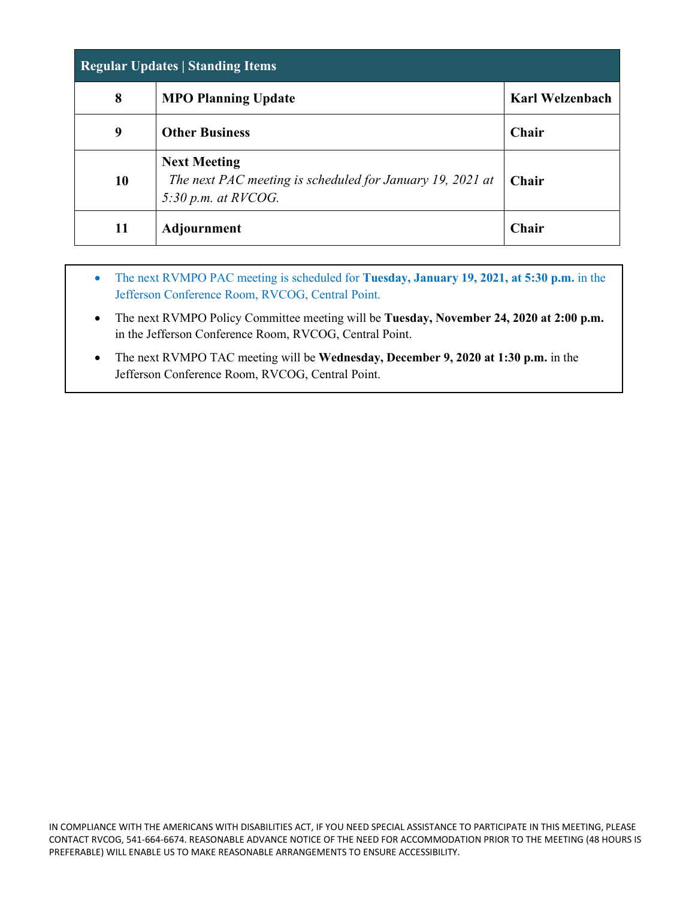| Regular Updates \| Standing Items | | |
|---|---|---|
| **8** | **MPO Planning Update** | **Karl Welzenbach** |
| **9** | **Other Business** | **Chair** |
| **10** | **Next Meeting**<br>*The next PAC meeting is scheduled for January 19, 2021 at 5:30 p.m. at RVCOG.* | **Chair** |
| **11** | **Adjournment** | **Chair** |

- The next RVMPO PAC meeting is scheduled for **Tuesday, January 19, 2021, at 5:30 p.m.** in the Jefferson Conference Room, RVCOG, Central Point.
- The next RVMPO Policy Committee meeting will be **Tuesday, November 24, 2020 at 2:00 p.m.** in the Jefferson Conference Room, RVCOG, Central Point.
- The next RVMPO TAC meeting will be **Wednesday, December 9, 2020 at 1:30 p.m.** in the Jefferson Conference Room, RVCOG, Central Point.

IN COMPLIANCE WITH THE AMERICANS WITH DISABILITIES ACT, IF YOU NEED SPECIAL ASSISTANCE TO PARTICIPATE IN THIS MEETING, PLEASE CONTACT RVCOG, 541-664-6674. REASONABLE ADVANCE NOTICE OF THE NEED FOR ACCOMMODATION PRIOR TO THE MEETING (48 HOURS IS PREFERABLE) WILL ENABLE US TO MAKE REASONABLE ARRANGEMENTS TO ENSURE ACCESSIBILITY.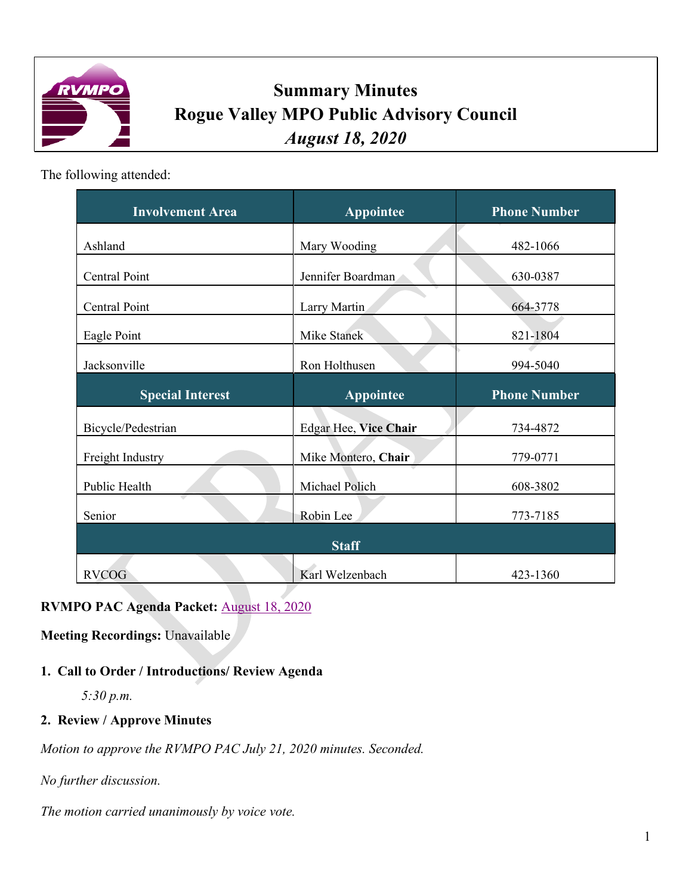# Summary Minutes
## Rogue Valley MPO Public Advisory Council
### *August 18, 2020*

The following attended:

| Involvement Area | Appointee | Phone Number |
|---|---|---|
| Ashland | Mary Wooding | 482-1066 |
| Central Point | Jennifer Boardman | 630-0387 |
| Central Point | Larry Martin | 664-3778 |
| Eagle Point | Mike Stanek | 821-1804 |
| Jacksonville | Ron Holthusen | 994-5040 |
| **Special Interest** | **Appointee** | **Phone Number** |
| Bicycle/Pedestrian | Edgar Hee, **Vice Chair** | 734-4872 |
| Freight Industry | Mike Montero, **Chair** | 779-0771 |
| Public Health | Michael Polich | 608-3802 |
| Senior | Robin Lee | 773-7185 |
| **Staff** | | |
| RVCOG | Karl Welzenbach | 423-1360 |

**RVMPO PAC Agenda Packet:** August 18, 2020

**Meeting Recordings:** Unavailable

**1. Call to Order / Introductions/ Review Agenda**

*5:30 p.m.*

**2. Review / Approve Minutes**

*Motion to approve the RVMPO PAC July 21, 2020 minutes. Seconded.*

*No further discussion.*

*The motion carried unanimously by voice vote.*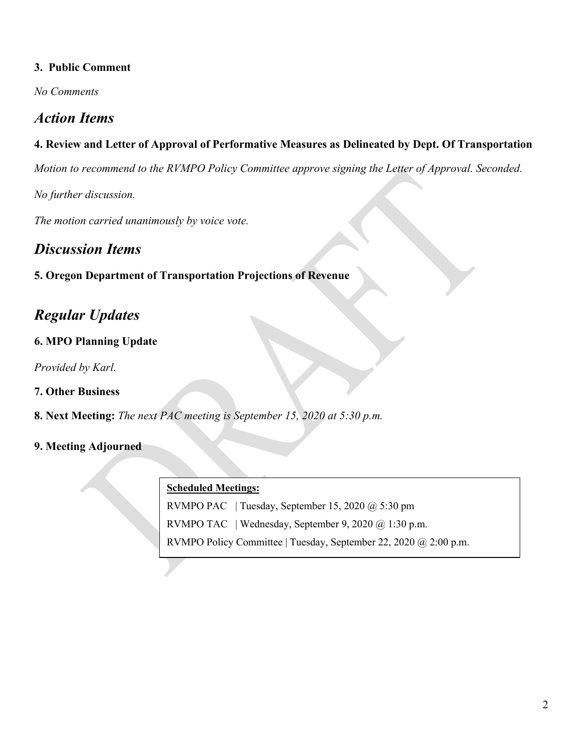### 3. Public Comment

*No Comments*

## *Action Items*

### 4. Review and Letter of Approval of Performative Measures as Delineated by Dept. Of Transportation

*Motion to recommend to the RVMPO Policy Committee approve signing the Letter of Approval. Seconded.*

*No further discussion.*

*The motion carried unanimously by voice vote.*

## *Discussion Items*

### 5. Oregon Department of Transportation Projections of Revenue

## *Regular Updates*

### 6. MPO Planning Update

*Provided by Karl.*

### 7. Other Business

**8. Next Meeting:** *The next PAC meeting is September 15, 2020 at 5:30 p.m.*

### 9. Meeting Adjourned

**Scheduled Meetings:**

RVMPO PAC | Tuesday, September 15, 2020 @ 5:30 pm

RVMPO TAC | Wednesday, September 9, 2020 @ 1:30 p.m.

RVMPO Policy Committee | Tuesday, September 22, 2020 @ 2:00 p.m.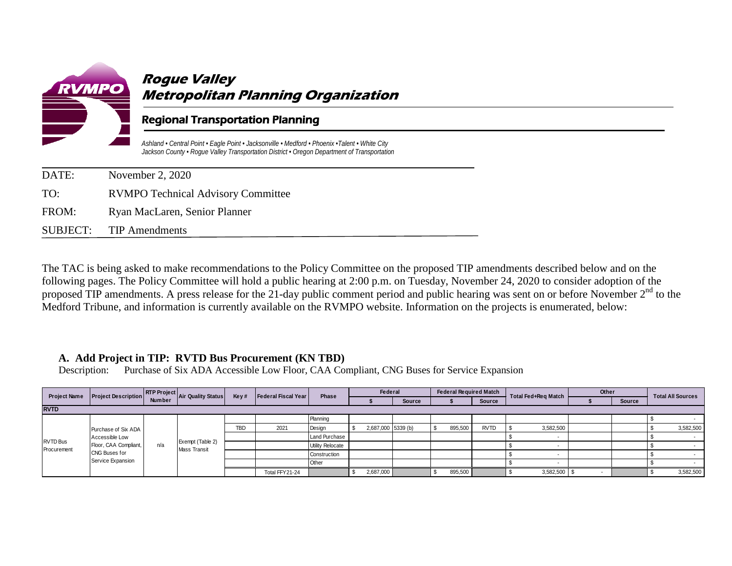# Rogue Valley Metropolitan Planning Organization

## Regional Transportation Planning

*Ashland • Central Point • Eagle Point • Jacksonville • Medford • Phoenix •Talent • White City*
*Jackson County • Rogue Valley Transportation District • Oregon Department of Transportation*

DATE: November 2, 2020

TO: RVMPO Technical Advisory Committee

FROM: Ryan MacLaren, Senior Planner

SUBJECT: TIP Amendments

The TAC is being asked to make recommendations to the Policy Committee on the proposed TIP amendments described below and on the following pages. The Policy Committee will hold a public hearing at 2:00 p.m. on Tuesday, November 24, 2020 to consider adoption of the proposed TIP amendments. A press release for the 21-day public comment period and public hearing was sent on or before November 2nd to the Medford Tribune, and information is currently available on the RVMPO website. Information on the projects is enumerated, below:

### A. Add Project in TIP: RVTD Bus Procurement (KN TBD)

Description: Purchase of Six ADA Accessible Low Floor, CAA Compliant, CNG Buses for Service Expansion

| Project Name | Project Description | RTP Project Number | Air Quality Status | Key # | Federal Fiscal Year | Phase | Federal | | Federal Required Match | | Total Fed+Req Match | Other | | Total All Sources |
|---|---|---|---|---|---|---|---|---|---|---|---|---|---|---|
| | | | | | | | $ | Source | $ | Source | | $ | Source | |
| **RVTD** | | | | | | | | | | | | | | |
| RVTD Bus Procurement | Purchase of Six ADA Accessible Low Floor, CAA Compliant, CNG Buses for Service Expansion | n/a | Exempt (Table 2) Mass Transit | | | Planning | | | | | | | | $ - |
| | | | | TBD | 2021 | Design | $ 2,687,000 | 5339 (b) | $ 895,500 | RVTD | $ 3,582,500 | | | $ 3,582,500 |
| | | | | | | Land Purchase | | | | | $ - | | | $ - |
| | | | | | | Utility Relocate | | | | | $ - | | | $ - |
| | | | | | | Construction | | | | | $ - | | | $ - |
| | | | | | | Other | | | | | $ - | | | $ - |
| | | | | | Total FFY21-24 | | $ 2,687,000 | | $ 895,500 | | $ 3,582,500 | $ - | | $ 3,582,500 |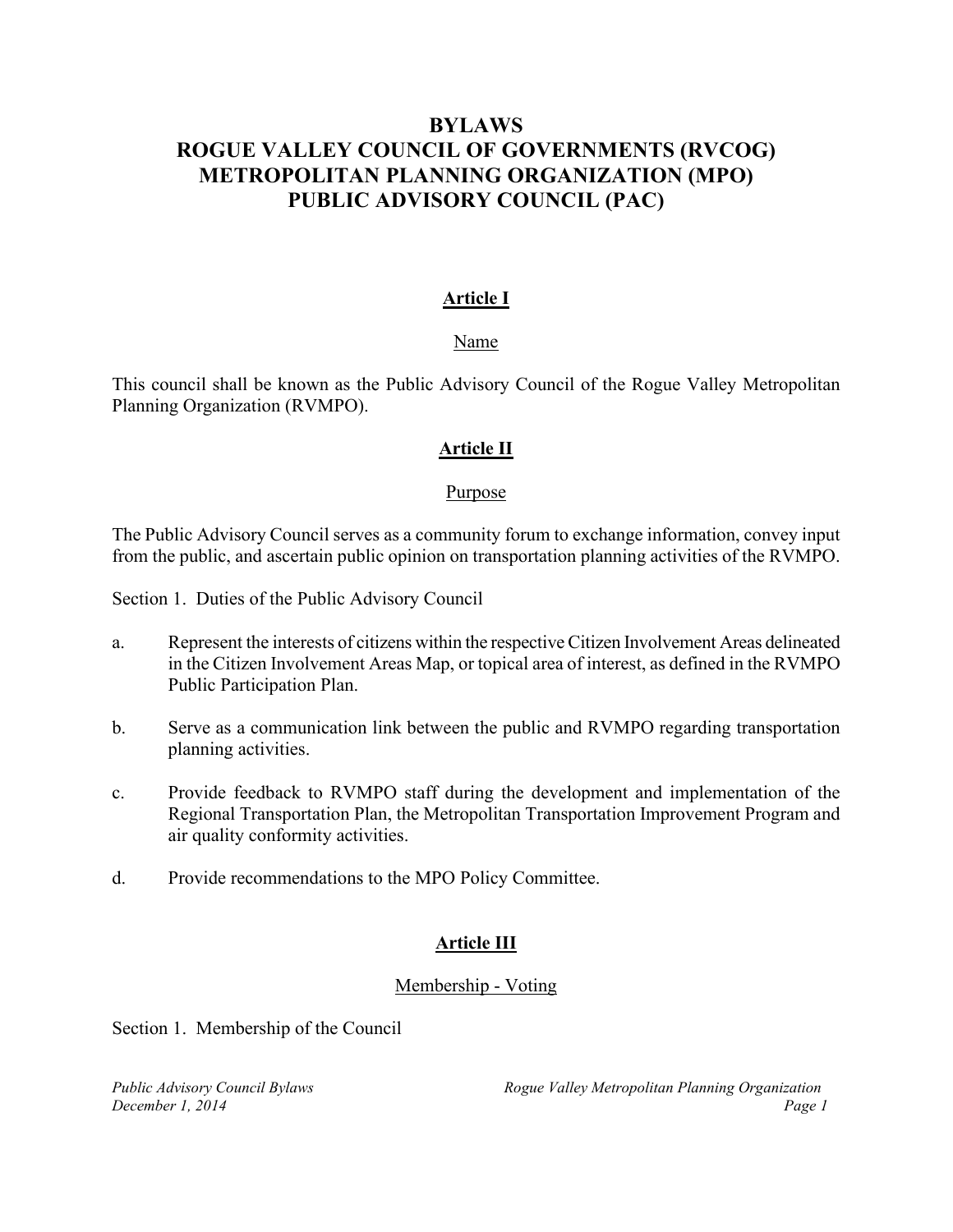# BYLAWS
# ROGUE VALLEY COUNCIL OF GOVERNMENTS (RVCOG)
# METROPOLITAN PLANNING ORGANIZATION (MPO)
# PUBLIC ADVISORY COUNCIL (PAC)

## Article I

Name

This council shall be known as the Public Advisory Council of the Rogue Valley Metropolitan Planning Organization (RVMPO).

## Article II

Purpose

The Public Advisory Council serves as a community forum to exchange information, convey input from the public, and ascertain public opinion on transportation planning activities of the RVMPO.

Section 1. Duties of the Public Advisory Council

a. Represent the interests of citizens within the respective Citizen Involvement Areas delineated in the Citizen Involvement Areas Map, or topical area of interest, as defined in the RVMPO Public Participation Plan.

b. Serve as a communication link between the public and RVMPO regarding transportation planning activities.

c. Provide feedback to RVMPO staff during the development and implementation of the Regional Transportation Plan, the Metropolitan Transportation Improvement Program and air quality conformity activities.

d. Provide recommendations to the MPO Policy Committee.

## Article III

Membership - Voting

Section 1. Membership of the Council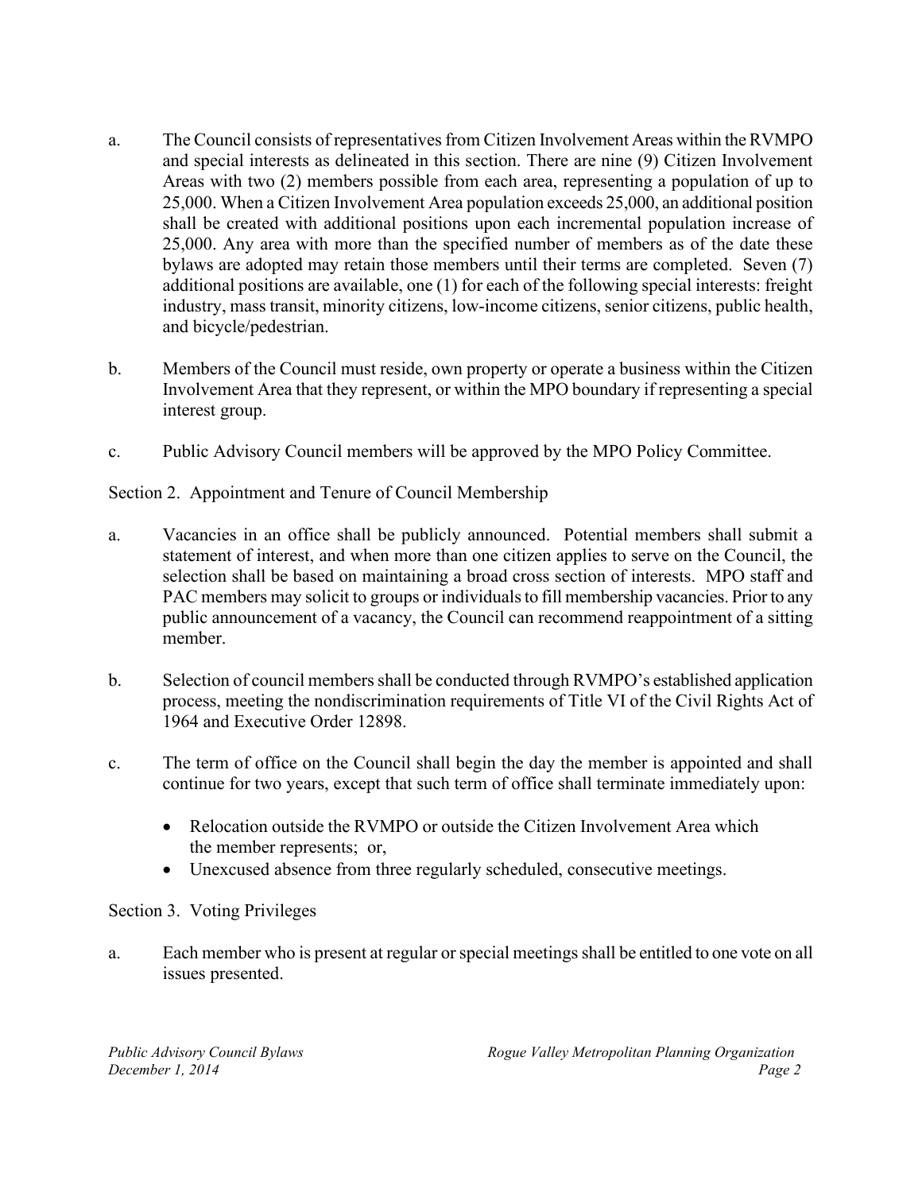a. The Council consists of representatives from Citizen Involvement Areas within the RVMPO and special interests as delineated in this section. There are nine (9) Citizen Involvement Areas with two (2) members possible from each area, representing a population of up to 25,000. When a Citizen Involvement Area population exceeds 25,000, an additional position shall be created with additional positions upon each incremental population increase of 25,000. Any area with more than the specified number of members as of the date these bylaws are adopted may retain those members until their terms are completed. Seven (7) additional positions are available, one (1) for each of the following special interests: freight industry, mass transit, minority citizens, low-income citizens, senior citizens, public health, and bicycle/pedestrian.

b. Members of the Council must reside, own property or operate a business within the Citizen Involvement Area that they represent, or within the MPO boundary if representing a special interest group.

c. Public Advisory Council members will be approved by the MPO Policy Committee.

Section 2. Appointment and Tenure of Council Membership

a. Vacancies in an office shall be publicly announced. Potential members shall submit a statement of interest, and when more than one citizen applies to serve on the Council, the selection shall be based on maintaining a broad cross section of interests. MPO staff and PAC members may solicit to groups or individuals to fill membership vacancies. Prior to any public announcement of a vacancy, the Council can recommend reappointment of a sitting member.

b. Selection of council members shall be conducted through RVMPO's established application process, meeting the nondiscrimination requirements of Title VI of the Civil Rights Act of 1964 and Executive Order 12898.

c. The term of office on the Council shall begin the day the member is appointed and shall continue for two years, except that such term of office shall terminate immediately upon:

- Relocation outside the RVMPO or outside the Citizen Involvement Area which the member represents; or,
- Unexcused absence from three regularly scheduled, consecutive meetings.

Section 3. Voting Privileges

a. Each member who is present at regular or special meetings shall be entitled to one vote on all issues presented.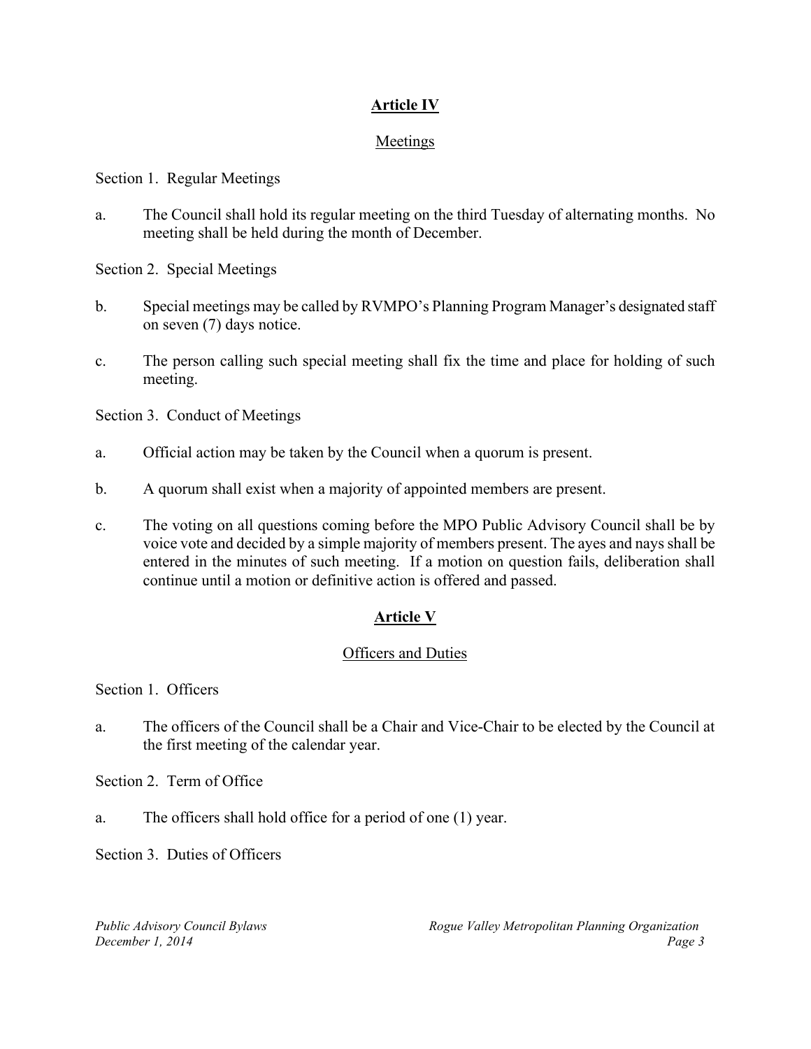## Article IV

### Meetings

Section 1. Regular Meetings

a. The Council shall hold its regular meeting on the third Tuesday of alternating months. No meeting shall be held during the month of December.

Section 2. Special Meetings

b. Special meetings may be called by RVMPO's Planning Program Manager's designated staff on seven (7) days notice.

c. The person calling such special meeting shall fix the time and place for holding of such meeting.

Section 3. Conduct of Meetings

a. Official action may be taken by the Council when a quorum is present.

b. A quorum shall exist when a majority of appointed members are present.

c. The voting on all questions coming before the MPO Public Advisory Council shall be by voice vote and decided by a simple majority of members present. The ayes and nays shall be entered in the minutes of such meeting. If a motion on question fails, deliberation shall continue until a motion or definitive action is offered and passed.

## Article V

### Officers and Duties

Section 1. Officers

a. The officers of the Council shall be a Chair and Vice-Chair to be elected by the Council at the first meeting of the calendar year.

Section 2. Term of Office

a. The officers shall hold office for a period of one (1) year.

Section 3. Duties of Officers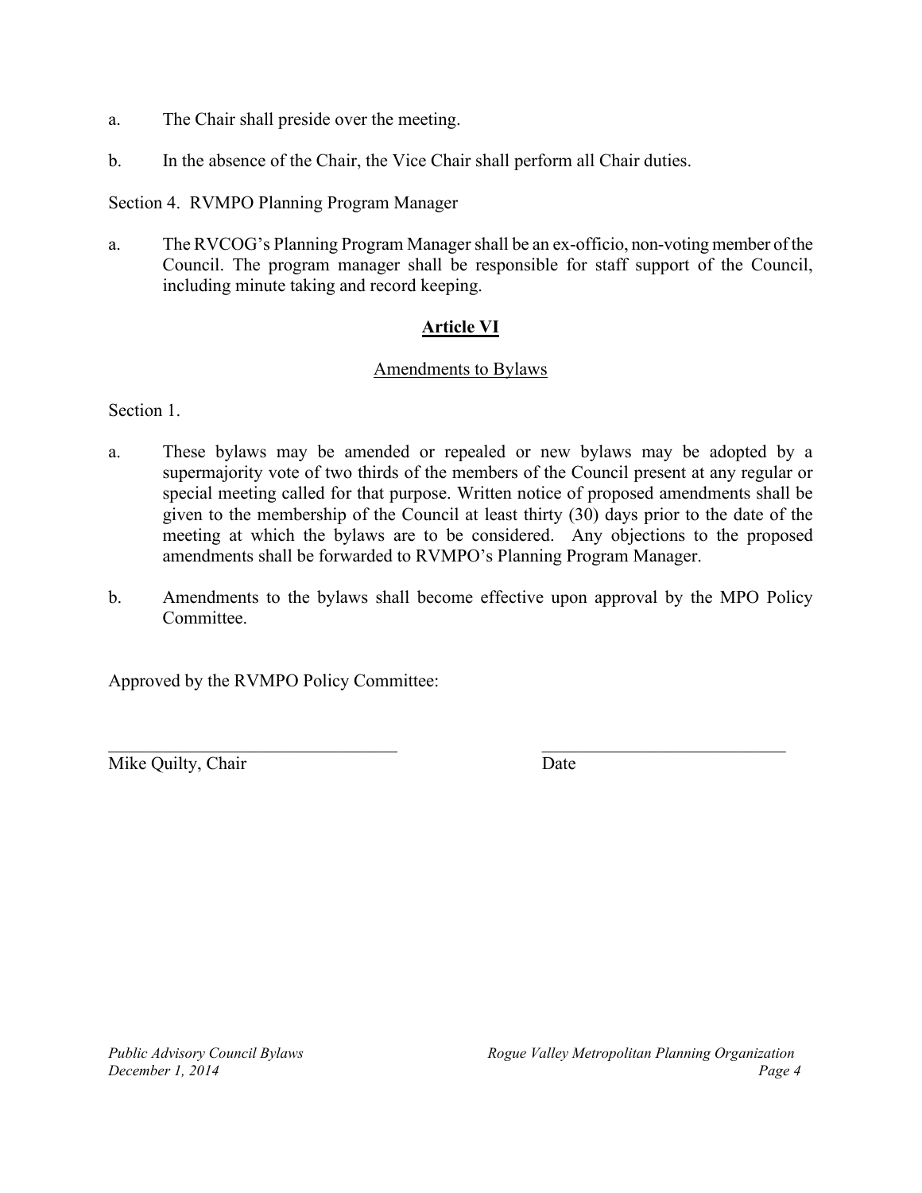a. The Chair shall preside over the meeting.

b. In the absence of the Chair, the Vice Chair shall perform all Chair duties.

Section 4. RVMPO Planning Program Manager

a. The RVCOG's Planning Program Manager shall be an ex-officio, non-voting member of the Council. The program manager shall be responsible for staff support of the Council, including minute taking and record keeping.

## Article VI

### Amendments to Bylaws

Section 1.

a. These bylaws may be amended or repealed or new bylaws may be adopted by a supermajority vote of two thirds of the members of the Council present at any regular or special meeting called for that purpose. Written notice of proposed amendments shall be given to the membership of the Council at least thirty (30) days prior to the date of the meeting at which the bylaws are to be considered. Any objections to the proposed amendments shall be forwarded to RVMPO's Planning Program Manager.

b. Amendments to the bylaws shall become effective upon approval by the MPO Policy Committee.

Approved by the RVMPO Policy Committee:

_______________________________ _______________________________

Mike Quilty, Chair Date